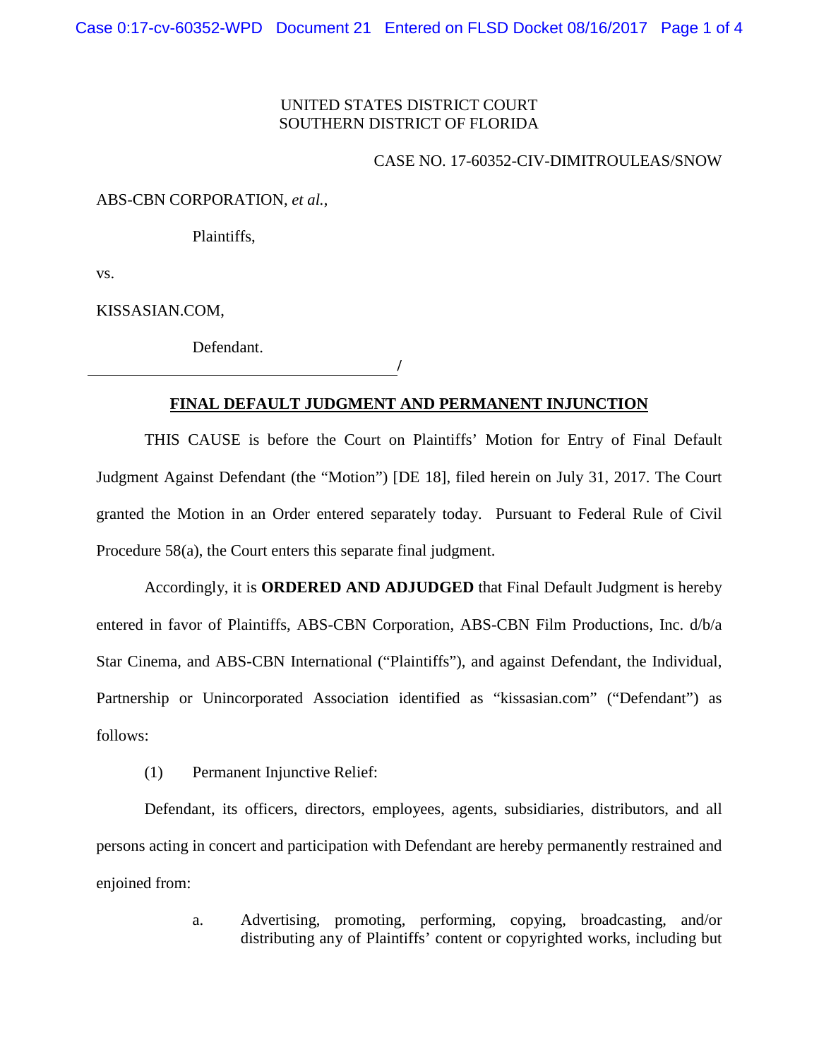UNITED STATES DISTRICT COURT
SOUTHERN DISTRICT OF FLORIDA

CASE NO. 17-60352-CIV-DIMITROULEAS/SNOW

ABS-CBN CORPORATION, *et al.*,

Plaintiffs,

vs.

KISSASIAN.COM,

Defendant.

_______________________________________/

## FINAL DEFAULT JUDGMENT AND PERMANENT INJUNCTION

THIS CAUSE is before the Court on Plaintiffs' Motion for Entry of Final Default Judgment Against Defendant (the "Motion") [DE 18], filed herein on July 31, 2017. The Court granted the Motion in an Order entered separately today. Pursuant to Federal Rule of Civil Procedure 58(a), the Court enters this separate final judgment.

Accordingly, it is **ORDERED AND ADJUDGED** that Final Default Judgment is hereby entered in favor of Plaintiffs, ABS-CBN Corporation, ABS-CBN Film Productions, Inc. d/b/a Star Cinema, and ABS-CBN International ("Plaintiffs"), and against Defendant, the Individual, Partnership or Unincorporated Association identified as "kissasian.com" ("Defendant") as follows:

(1) Permanent Injunctive Relief:

Defendant, its officers, directors, employees, agents, subsidiaries, distributors, and all persons acting in concert and participation with Defendant are hereby permanently restrained and enjoined from:

a. Advertising, promoting, performing, copying, broadcasting, and/or distributing any of Plaintiffs' content or copyrighted works, including but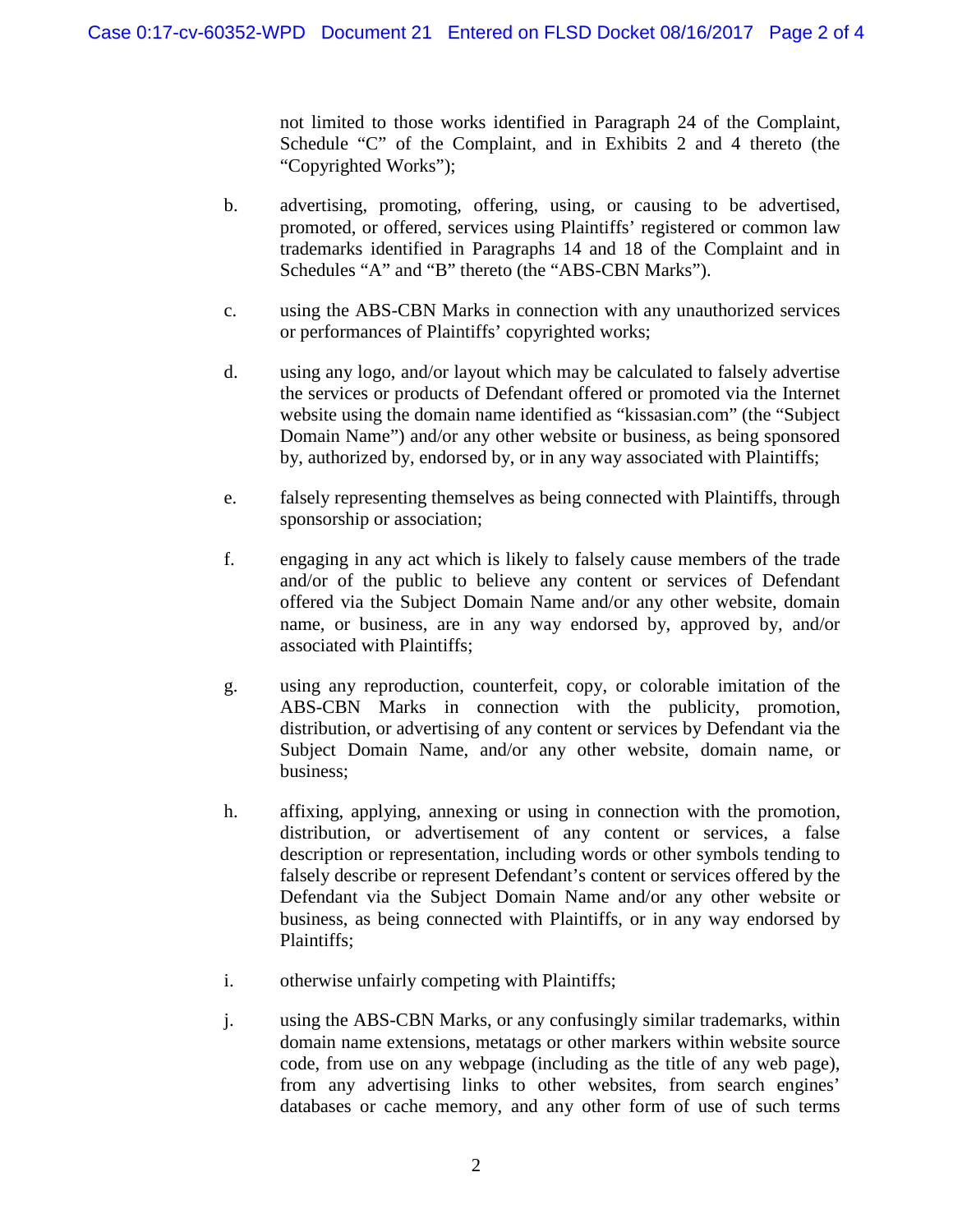not limited to those works identified in Paragraph 24 of the Complaint, Schedule "C" of the Complaint, and in Exhibits 2 and 4 thereto (the "Copyrighted Works");

b. advertising, promoting, offering, using, or causing to be advertised, promoted, or offered, services using Plaintiffs' registered or common law trademarks identified in Paragraphs 14 and 18 of the Complaint and in Schedules "A" and "B" thereto (the "ABS-CBN Marks").

c. using the ABS-CBN Marks in connection with any unauthorized services or performances of Plaintiffs' copyrighted works;

d. using any logo, and/or layout which may be calculated to falsely advertise the services or products of Defendant offered or promoted via the Internet website using the domain name identified as "kissasian.com" (the "Subject Domain Name") and/or any other website or business, as being sponsored by, authorized by, endorsed by, or in any way associated with Plaintiffs;

e. falsely representing themselves as being connected with Plaintiffs, through sponsorship or association;

f. engaging in any act which is likely to falsely cause members of the trade and/or of the public to believe any content or services of Defendant offered via the Subject Domain Name and/or any other website, domain name, or business, are in any way endorsed by, approved by, and/or associated with Plaintiffs;

g. using any reproduction, counterfeit, copy, or colorable imitation of the ABS-CBN Marks in connection with the publicity, promotion, distribution, or advertising of any content or services by Defendant via the Subject Domain Name, and/or any other website, domain name, or business;

h. affixing, applying, annexing or using in connection with the promotion, distribution, or advertisement of any content or services, a false description or representation, including words or other symbols tending to falsely describe or represent Defendant's content or services offered by the Defendant via the Subject Domain Name and/or any other website or business, as being connected with Plaintiffs, or in any way endorsed by Plaintiffs;

i. otherwise unfairly competing with Plaintiffs;

j. using the ABS-CBN Marks, or any confusingly similar trademarks, within domain name extensions, metatags or other markers within website source code, from use on any webpage (including as the title of any web page), from any advertising links to other websites, from search engines' databases or cache memory, and any other form of use of such terms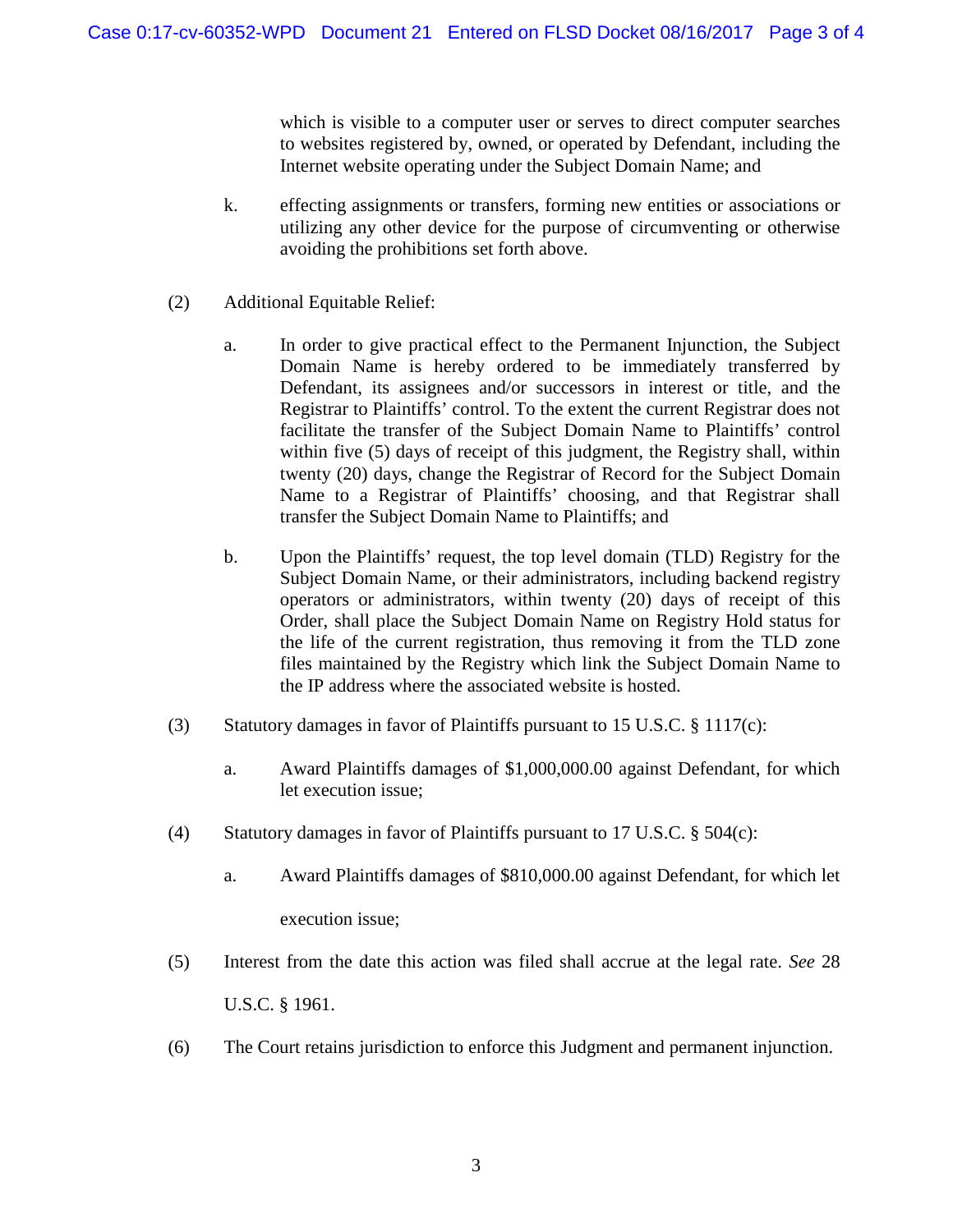which is visible to a computer user or serves to direct computer searches to websites registered by, owned, or operated by Defendant, including the Internet website operating under the Subject Domain Name; and

k. effecting assignments or transfers, forming new entities or associations or utilizing any other device for the purpose of circumventing or otherwise avoiding the prohibitions set forth above.

(2) Additional Equitable Relief:

a. In order to give practical effect to the Permanent Injunction, the Subject Domain Name is hereby ordered to be immediately transferred by Defendant, its assignees and/or successors in interest or title, and the Registrar to Plaintiffs' control. To the extent the current Registrar does not facilitate the transfer of the Subject Domain Name to Plaintiffs' control within five (5) days of receipt of this judgment, the Registry shall, within twenty (20) days, change the Registrar of Record for the Subject Domain Name to a Registrar of Plaintiffs' choosing, and that Registrar shall transfer the Subject Domain Name to Plaintiffs; and

b. Upon the Plaintiffs' request, the top level domain (TLD) Registry for the Subject Domain Name, or their administrators, including backend registry operators or administrators, within twenty (20) days of receipt of this Order, shall place the Subject Domain Name on Registry Hold status for the life of the current registration, thus removing it from the TLD zone files maintained by the Registry which link the Subject Domain Name to the IP address where the associated website is hosted.

(3) Statutory damages in favor of Plaintiffs pursuant to 15 U.S.C. § 1117(c):

a. Award Plaintiffs damages of $1,000,000.00 against Defendant, for which let execution issue;

(4) Statutory damages in favor of Plaintiffs pursuant to 17 U.S.C. § 504(c):

a. Award Plaintiffs damages of $810,000.00 against Defendant, for which let execution issue;

(5) Interest from the date this action was filed shall accrue at the legal rate. *See* 28 U.S.C. § 1961.

(6) The Court retains jurisdiction to enforce this Judgment and permanent injunction.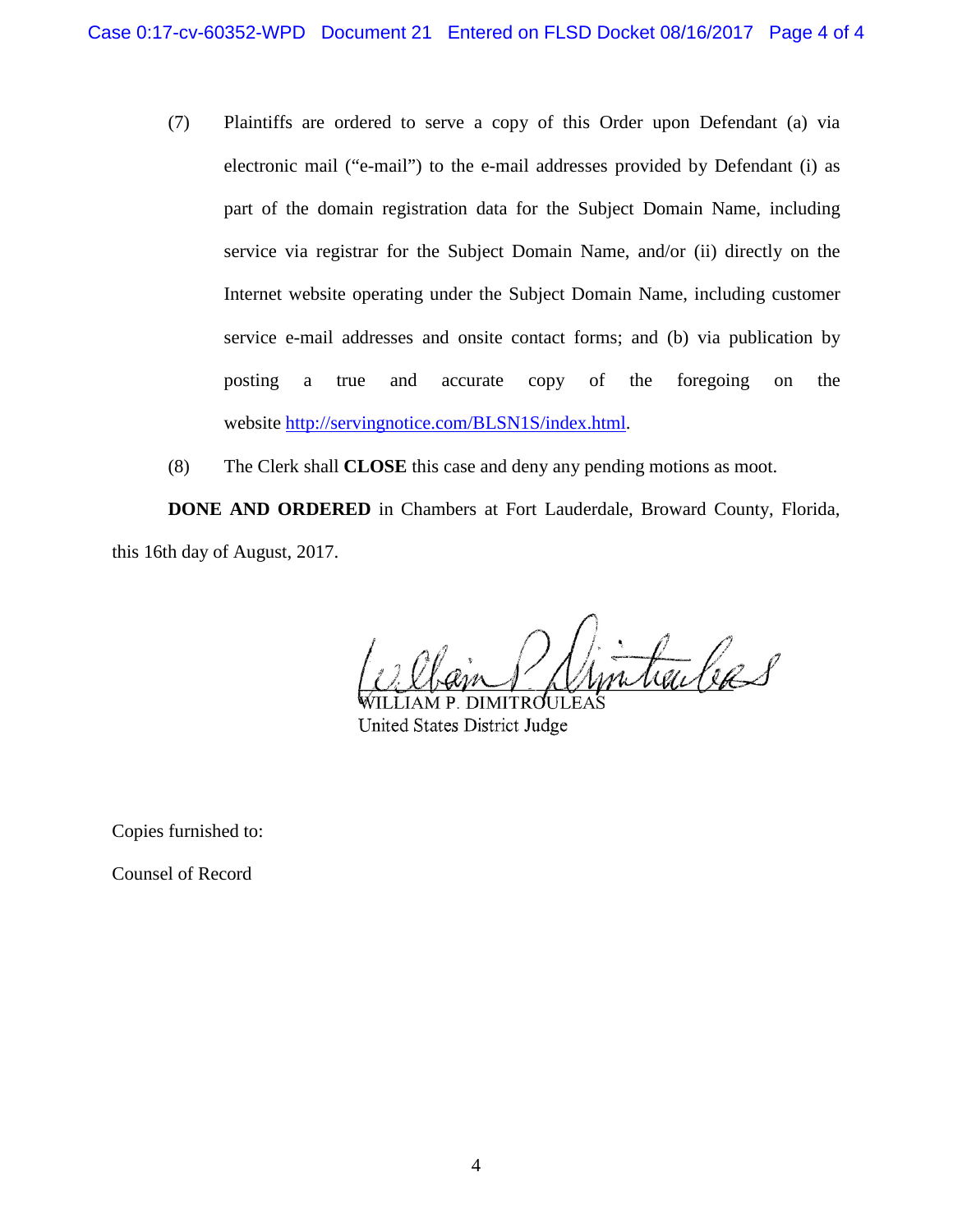(7) Plaintiffs are ordered to serve a copy of this Order upon Defendant (a) via electronic mail ("e-mail") to the e-mail addresses provided by Defendant (i) as part of the domain registration data for the Subject Domain Name, including service via registrar for the Subject Domain Name, and/or (ii) directly on the Internet website operating under the Subject Domain Name, including customer service e-mail addresses and onsite contact forms; and (b) via publication by posting a true and accurate copy of the foregoing on the website http://servingnotice.com/BLSN1S/index.html.

(8) The Clerk shall **CLOSE** this case and deny any pending motions as moot.

**DONE AND ORDERED** in Chambers at Fort Lauderdale, Broward County, Florida, this 16th day of August, 2017.

WILLIAM P. DIMITROULEAS
United States District Judge

Copies furnished to:

Counsel of Record